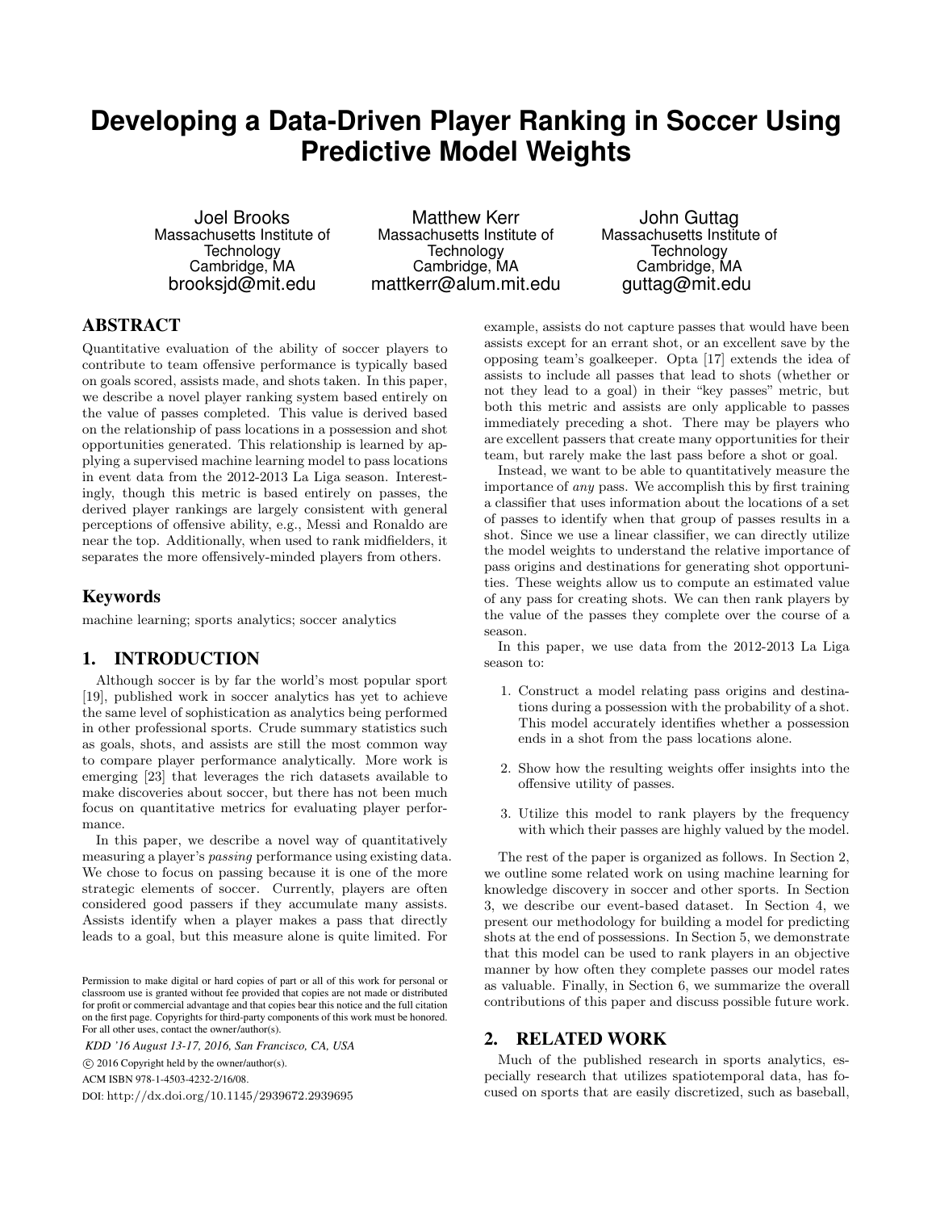# Developing a Data-Driven Player Ranking in Soccer Using Predictive Model Weights

Joel Brooks
Massachusetts Institute of Technology
Cambridge, MA
brooksjd@mit.edu

Matthew Kerr
Massachusetts Institute of Technology
Cambridge, MA
mattkerr@alum.mit.edu

John Guttag
Massachusetts Institute of Technology
Cambridge, MA
guttag@mit.edu

## ABSTRACT

Quantitative evaluation of the ability of soccer players to contribute to team offensive performance is typically based on goals scored, assists made, and shots taken. In this paper, we describe a novel player ranking system based entirely on the value of passes completed. This value is derived based on the relationship of pass locations in a possession and shot opportunities generated. This relationship is learned by applying a supervised machine learning model to pass locations in event data from the 2012-2013 La Liga season. Interestingly, though this metric is based entirely on passes, the derived player rankings are largely consistent with general perceptions of offensive ability, e.g., Messi and Ronaldo are near the top. Additionally, when used to rank midfielders, it separates the more offensively-minded players from others.

## Keywords

machine learning; sports analytics; soccer analytics

## 1. INTRODUCTION

Although soccer is by far the world's most popular sport [19], published work in soccer analytics has yet to achieve the same level of sophistication as analytics being performed in other professional sports. Crude summary statistics such as goals, shots, and assists are still the most common way to compare player performance analytically. More work is emerging [23] that leverages the rich datasets available to make discoveries about soccer, but there has not been much focus on quantitative metrics for evaluating player performance.

In this paper, we describe a novel way of quantitatively measuring a player's *passing* performance using existing data. We chose to focus on passing because it is one of the more strategic elements of soccer. Currently, players are often considered good passers if they accumulate many assists. Assists identify when a player makes a pass that directly leads to a goal, but this measure alone is quite limited. For example, assists do not capture passes that would have been assists except for an errant shot, or an excellent save by the opposing team's goalkeeper. Opta [17] extends the idea of assists to include all passes that lead to shots (whether or not they lead to a goal) in their "key passes" metric, but both this metric and assists are only applicable to passes immediately preceding a shot. There may be players who are excellent passers that create many opportunities for their team, but rarely make the last pass before a shot or goal.

Instead, we want to be able to quantitatively measure the importance of *any* pass. We accomplish this by first training a classifier that uses information about the locations of a set of passes to identify when that group of passes results in a shot. Since we use a linear classifier, we can directly utilize the model weights to understand the relative importance of pass origins and destinations for generating shot opportunities. These weights allow us to compute an estimated value of any pass for creating shots. We can then rank players by the value of the passes they complete over the course of a season.

In this paper, we use data from the 2012-2013 La Liga season to:

1. Construct a model relating pass origins and destinations during a possession with the probability of a shot. This model accurately identifies whether a possession ends in a shot from the pass locations alone.
2. Show how the resulting weights offer insights into the offensive utility of passes.
3. Utilize this model to rank players by the frequency with which their passes are highly valued by the model.

The rest of the paper is organized as follows. In Section 2, we outline some related work on using machine learning for knowledge discovery in soccer and other sports. In Section 3, we describe our event-based dataset. In Section 4, we present our methodology for building a model for predicting shots at the end of possessions. In Section 5, we demonstrate that this model can be used to rank players in an objective manner by how often they complete passes our model rates as valuable. Finally, in Section 6, we summarize the overall contributions of this paper and discuss possible future work.

## 2. RELATED WORK

Much of the published research in sports analytics, especially research that utilizes spatiotemporal data, has focused on sports that are easily discretized, such as baseball,

Permission to make digital or hard copies of part or all of this work for personal or classroom use is granted without fee provided that copies are not made or distributed for profit or commercial advantage and that copies bear this notice and the full citation on the first page. Copyrights for third-party components of this work must be honored. For all other uses, contact the owner/author(s).

*KDD '16 August 13-17, 2016, San Francisco, CA, USA*

© 2016 Copyright held by the owner/author(s).

ACM ISBN 978-1-4503-4232-2/16/08.

DOI: http://dx.doi.org/10.1145/2939672.2939695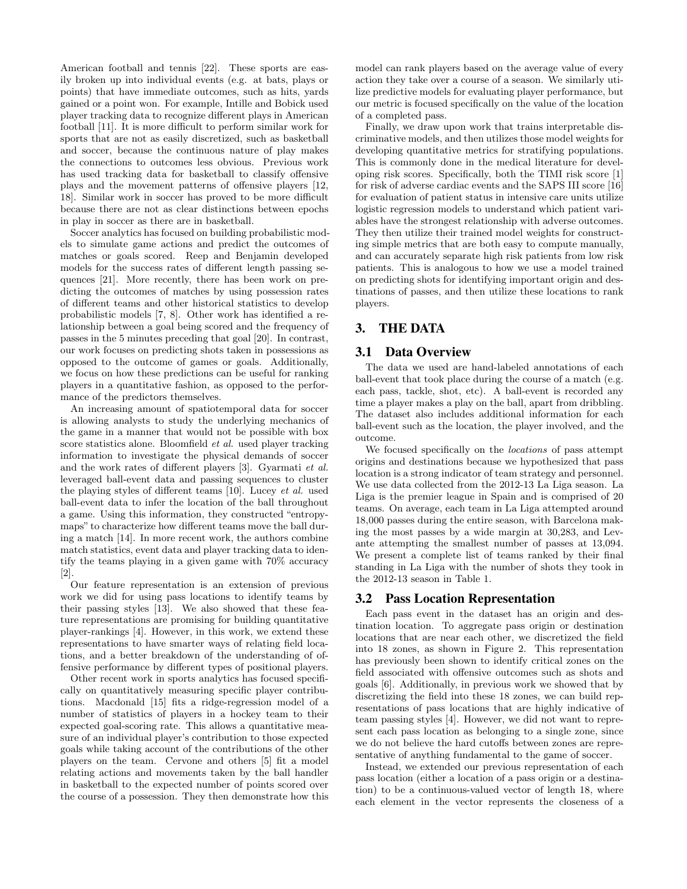American football and tennis [22]. These sports are easily broken up into individual events (e.g. at bats, plays or points) that have immediate outcomes, such as hits, yards gained or a point won. For example, Intille and Bobick used player tracking data to recognize different plays in American football [11]. It is more difficult to perform similar work for sports that are not as easily discretized, such as basketball and soccer, because the continuous nature of play makes the connections to outcomes less obvious. Previous work has used tracking data for basketball to classify offensive plays and the movement patterns of offensive players [12, 18]. Similar work in soccer has proved to be more difficult because there are not as clear distinctions between epochs in play in soccer as there are in basketball.

Soccer analytics has focused on building probabilistic models to simulate game actions and predict the outcomes of matches or goals scored. Reep and Benjamin developed models for the success rates of different length passing sequences [21]. More recently, there has been work on predicting the outcomes of matches by using possession rates of different teams and other historical statistics to develop probabilistic models [7, 8]. Other work has identified a relationship between a goal being scored and the frequency of passes in the 5 minutes preceding that goal [20]. In contrast, our work focuses on predicting shots taken in possessions as opposed to the outcome of games or goals. Additionally, we focus on how these predictions can be useful for ranking players in a quantitative fashion, as opposed to the performance of the predictors themselves.

An increasing amount of spatiotemporal data for soccer is allowing analysts to study the underlying mechanics of the game in a manner that would not be possible with box score statistics alone. Bloomfield *et al.* used player tracking information to investigate the physical demands of soccer and the work rates of different players [3]. Gyarmati *et al.* leveraged ball-event data and passing sequences to cluster the playing styles of different teams [10]. Lucey *et al.* used ball-event data to infer the location of the ball throughout a game. Using this information, they constructed "entropy-maps" to characterize how different teams move the ball during a match [14]. In more recent work, the authors combine match statistics, event data and player tracking data to identify the teams playing in a given game with 70% accuracy [2].

Our feature representation is an extension of previous work we did for using pass locations to identify teams by their passing styles [13]. We also showed that these feature representations are promising for building quantitative player-rankings [4]. However, in this work, we extend these representations to have smarter ways of relating field locations, and a better breakdown of the understanding of offensive performance by different types of positional players.

Other recent work in sports analytics has focused specifically on quantitatively measuring specific player contributions. Macdonald [15] fits a ridge-regression model of a number of statistics of players in a hockey team to their expected goal-scoring rate. This allows a quantitative measure of an individual player's contribution to those expected goals while taking account of the contributions of the other players on the team. Cervone and others [5] fit a model relating actions and movements taken by the ball handler in basketball to the expected number of points scored over the course of a possession. They then demonstrate how this model can rank players based on the average value of every action they take over a course of a season. We similarly utilize predictive models for evaluating player performance, but our metric is focused specifically on the value of the location of a completed pass.

Finally, we draw upon work that trains interpretable discriminative models, and then utilizes those model weights for developing quantitative metrics for stratifying populations. This is commonly done in the medical literature for developing risk scores. Specifically, both the TIMI risk score [1] for risk of adverse cardiac events and the SAPS III score [16] for evaluation of patient status in intensive care units utilize logistic regression models to understand which patient variables have the strongest relationship with adverse outcomes. They then utilize their trained model weights for constructing simple metrics that are both easy to compute manually, and can accurately separate high risk patients from low risk patients. This is analogous to how we use a model trained on predicting shots for identifying important origin and destinations of passes, and then utilize these locations to rank players.

## 3. THE DATA

### 3.1 Data Overview

The data we used are hand-labeled annotations of each ball-event that took place during the course of a match (e.g. each pass, tackle, shot, etc). A ball-event is recorded any time a player makes a play on the ball, apart from dribbling. The dataset also includes additional information for each ball-event such as the location, the player involved, and the outcome.

We focused specifically on the *locations* of pass attempt origins and destinations because we hypothesized that pass location is a strong indicator of team strategy and personnel. We use data collected from the 2012-13 La Liga season. La Liga is the premier league in Spain and is comprised of 20 teams. On average, each team in La Liga attempted around 18,000 passes during the entire season, with Barcelona making the most passes by a wide margin at 30,283, and Levante attempting the smallest number of passes at 13,094. We present a complete list of teams ranked by their final standing in La Liga with the number of shots they took in the 2012-13 season in Table 1.

### 3.2 Pass Location Representation

Each pass event in the dataset has an origin and destination location. To aggregate pass origin or destination locations that are near each other, we discretized the field into 18 zones, as shown in Figure 2. This representation has previously been shown to identify critical zones on the field associated with offensive outcomes such as shots and goals [6]. Additionally, in previous work we showed that by discretizing the field into these 18 zones, we can build representations of pass locations that are highly indicative of team passing styles [4]. However, we did not want to represent each pass location as belonging to a single zone, since we do not believe the hard cutoffs between zones are representative of anything fundamental to the game of soccer.

Instead, we extended our previous representation of each pass location (either a location of a pass origin or a destination) to be a continuous-valued vector of length 18, where each element in the vector represents the closeness of a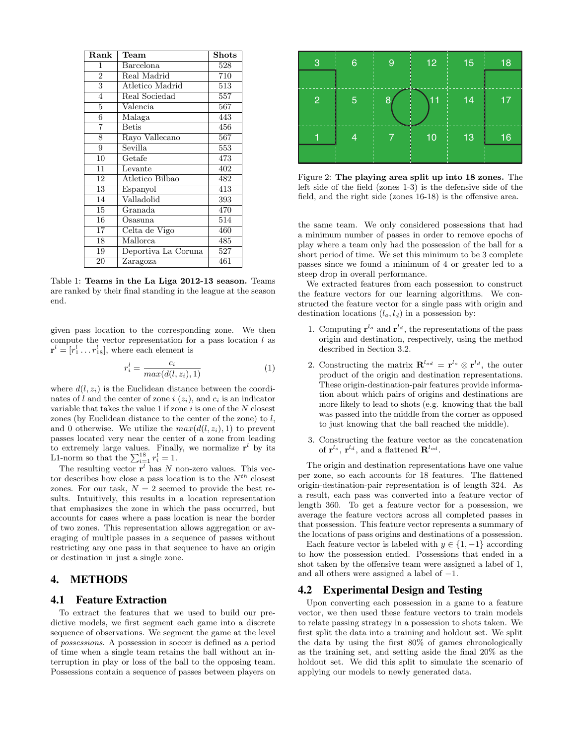| Rank | Team | Shots |
|---|---|---|
| 1 | Barcelona | 528 |
| 2 | Real Madrid | 710 |
| 3 | Atletico Madrid | 513 |
| 4 | Real Sociedad | 557 |
| 5 | Valencia | 567 |
| 6 | Malaga | 443 |
| 7 | Betis | 456 |
| 8 | Rayo Vallecano | 567 |
| 9 | Sevilla | 553 |
| 10 | Getafe | 473 |
| 11 | Levante | 402 |
| 12 | Atletico Bilbao | 482 |
| 13 | Espanyol | 413 |
| 14 | Valladolid | 393 |
| 15 | Granada | 470 |
| 16 | Osasuna | 514 |
| 17 | Celta de Vigo | 460 |
| 18 | Mallorca | 485 |
| 19 | Deportiva La Coruna | 527 |
| 20 | Zaragoza | 461 |

Table 1: **Teams in the La Liga 2012-13 season.** Teams are ranked by their final standing in the league at the season end.

given pass location to the corresponding zone. We then compute the vector representation for a pass location $l$ as $\mathbf{r}^l = [r_1^l \dots r_{18}^l]$, where each element is

$$r_i^l = \frac{c_i}{max(d(l, z_i), 1)} \tag{1}$$

where $d(l, z_i)$ is the Euclidean distance between the coordinates of $l$ and the center of zone $i$ ($z_i$), and $c_i$ is an indicator variable that takes the value 1 if zone $i$ is one of the $N$ closest zones (by Euclidean distance to the center of the zone) to $l$, and 0 otherwise. We utilize the $max(d(l, z_i), 1)$ to prevent passes located very near the center of a zone from leading to extremely large values. Finally, we normalize $\mathbf{r}^l$ by its L1-norm so that the $\sum_{i=1}^{18} r_i^l = 1$.

The resulting vector $\mathbf{r}^l$ has $N$ non-zero values. This vector describes how close a pass location is to the $N^{th}$ closest zones. For our task, $N = 2$ seemed to provide the best results. Intuitively, this results in a location representation that emphasizes the zone in which the pass occurred, but accounts for cases where a pass location is near the border of two zones. This representation allows aggregation or averaging of multiple passes in a sequence of passes without restricting any one pass in that sequence to have an origin or destination in just a single zone.

## 4. METHODS

### 4.1 Feature Extraction

To extract the features that we used to build our predictive models, we first segment each game into a discrete sequence of observations. We segment the game at the level of *possessions*. A possession in soccer is defined as a period of time when a single team retains the ball without an interruption in play or loss of the ball to the opposing team. Possessions contain a sequence of passes between players on the same team. We only considered possessions that had a minimum number of passes in order to remove epochs of play where a team only had the possession of the ball for a short period of time. We set this minimum to be 3 complete passes since we found a minimum of 4 or greater led to a steep drop in overall performance.

| 3 | 6 | 9 | 12 | 15 | 18 |
|---|---|---|---|---|---|
| 2 | 5 | 8 | 11 | 14 | 17 |
| 1 | 4 | 7 | 10 | 13 | 16 |

Figure 2: **The playing area split up into 18 zones.** The left side of the field (zones 1-3) is the defensive side of the field, and the right side (zones 16-18) is the offensive area.

We extracted features from each possession to construct the feature vectors for our learning algorithms. We constructed the feature vector for a single pass with origin and destination locations $(l_o, l_d)$ in a possession by:

1. Computing $\mathbf{r}^{l_o}$ and $\mathbf{r}^{l_d}$, the representations of the pass origin and destination, respectively, using the method described in Section 3.2.
2. Constructing the matrix $\mathbf{R}^{l_{od}} = \mathbf{r}^{l_o} \otimes \mathbf{r}^{l_d}$, the outer product of the origin and destination representations. These origin-destination-pair features provide information about which pairs of origins and destinations are more likely to lead to shots (e.g. knowing that the ball was passed into the middle from the corner as opposed to just knowing that the ball reached the middle).
3. Constructing the feature vector as the concatenation of $\mathbf{r}^{l_o}$, $\mathbf{r}^{l_d}$, and a flattened $\mathbf{R}^{l_{od}}$.

The origin and destination representations have one value per zone, so each accounts for 18 features. The flattened origin-destination-pair representation is of length 324. As a result, each pass was converted into a feature vector of length 360. To get a feature vector for a possession, we average the feature vectors across all completed passes in that possession. This feature vector represents a summary of the locations of pass origins and destinations of a possession.

Each feature vector is labeled with $y \in \{1, -1\}$ according to how the possession ended. Possessions that ended in a shot taken by the offensive team were assigned a label of 1, and all others were assigned a label of $-1$.

### 4.2 Experimental Design and Testing

Upon converting each possession in a game to a feature vector, we then used these feature vectors to train models to relate passing strategy in a possession to shots taken. We first split the data into a training and holdout set. We split the data by using the first 80% of games chronologically as the training set, and setting aside the final 20% as the holdout set. We did this split to simulate the scenario of applying our models to newly generated data.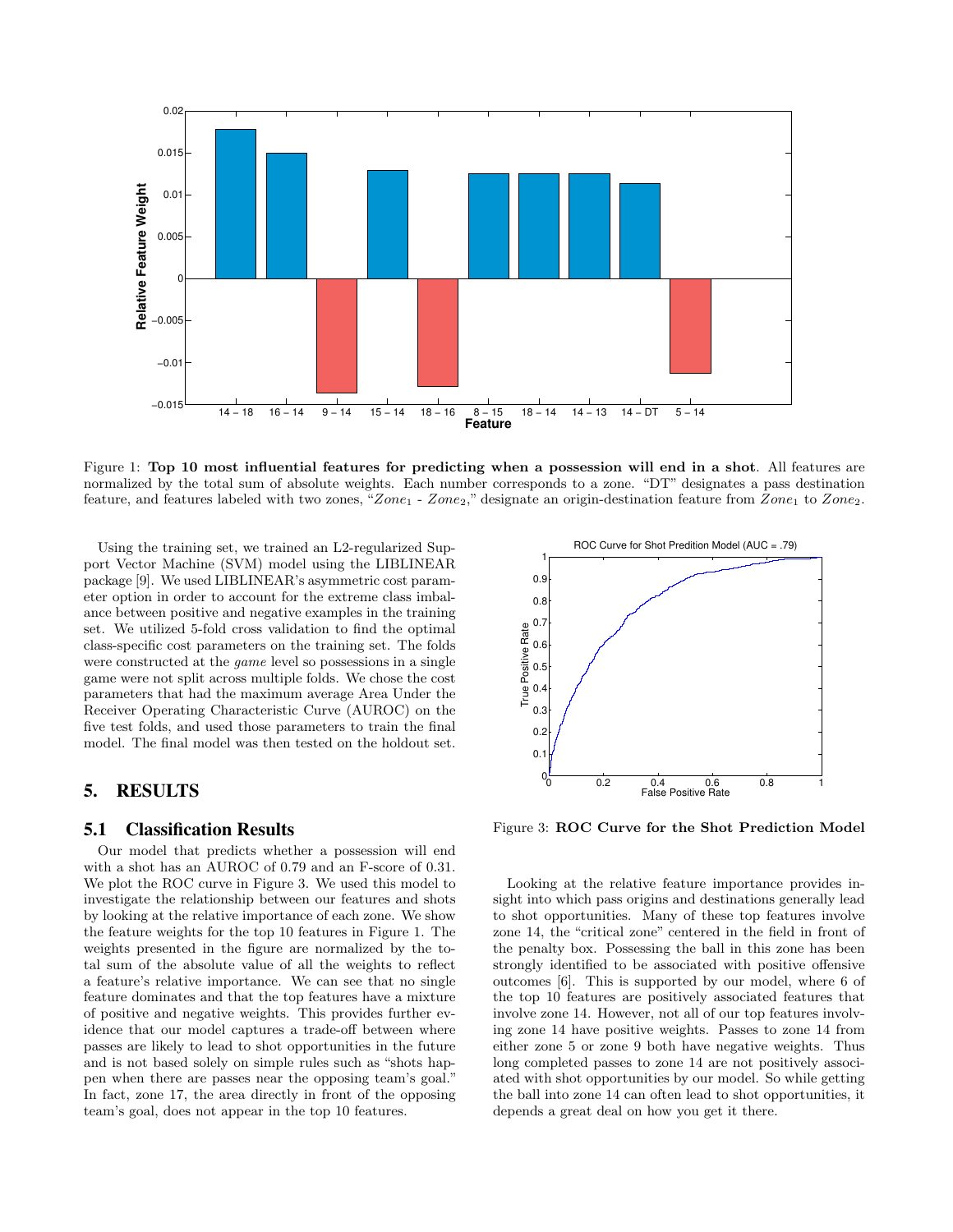Figure 1: **Top 10 most influential features for predicting when a possession will end in a shot**. All features are normalized by the total sum of absolute weights. Each number corresponds to a zone. "DT" designates a pass destination feature, and features labeled with two zones, "$Zone_1$ - $Zone_2$," designate an origin-destination feature from $Zone_1$ to $Zone_2$.

Using the training set, we trained an L2-regularized Support Vector Machine (SVM) model using the LIBLINEAR package [9]. We used LIBLINEAR's asymmetric cost parameter option in order to account for the extreme class imbalance between positive and negative examples in the training set. We utilized 5-fold cross validation to find the optimal class-specific cost parameters on the training set. The folds were constructed at the *game* level so possessions in a single game were not split across multiple folds. We chose the cost parameters that had the maximum average Area Under the Receiver Operating Characteristic Curve (AUROC) on the five test folds, and used those parameters to train the final model. The final model was then tested on the holdout set.

## 5. RESULTS

### 5.1 Classification Results

Our model that predicts whether a possession will end with a shot has an AUROC of 0.79 and an F-score of 0.31. We plot the ROC curve in Figure 3. We used this model to investigate the relationship between our features and shots by looking at the relative importance of each zone. We show the feature weights for the top 10 features in Figure 1. The weights presented in the figure are normalized by the total sum of the absolute value of all the weights to reflect a feature's relative importance. We can see that no single feature dominates and that the top features have a mixture of positive and negative weights. This provides further evidence that our model captures a trade-off between where passes are likely to lead to shot opportunities in the future and is not based solely on simple rules such as "shots happen when there are passes near the opposing team's goal." In fact, zone 17, the area directly in front of the opposing team's goal, does not appear in the top 10 features.

Figure 3: **ROC Curve for the Shot Prediction Model**

Looking at the relative feature importance provides insight into which pass origins and destinations generally lead to shot opportunities. Many of these top features involve zone 14, the "critical zone" centered in the field in front of the penalty box. Possessing the ball in this zone has been strongly identified to be associated with positive offensive outcomes [6]. This is supported by our model, where 6 of the top 10 features are positively associated features that involve zone 14. However, not all of our top features involving zone 14 have positive weights. Passes to zone 14 from either zone 5 or zone 9 both have negative weights. Thus long completed passes to zone 14 are not positively associated with shot opportunities by our model. So while getting the ball into zone 14 can often lead to shot opportunities, it depends a great deal on how you get it there.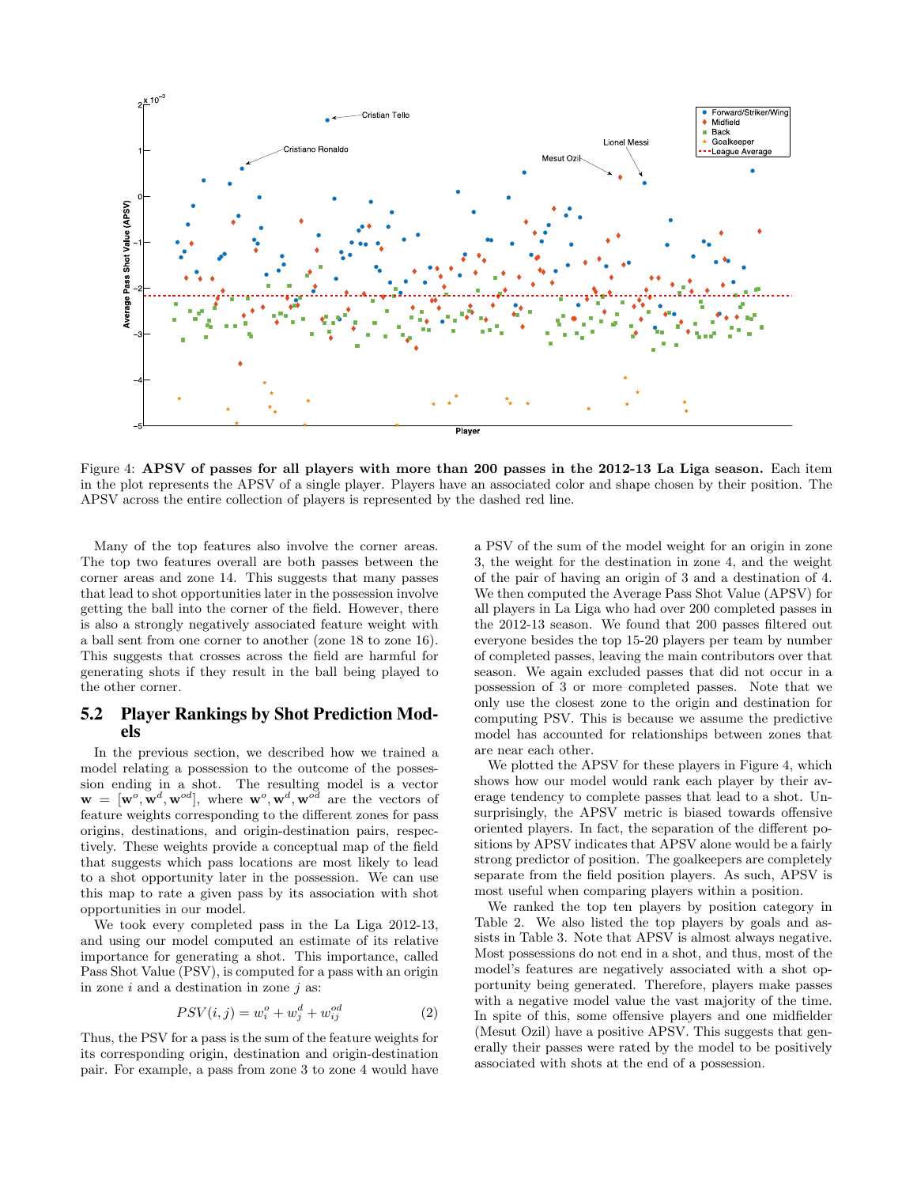Figure 4: **APSV of passes for all players with more than 200 passes in the 2012-13 La Liga season.** Each item in the plot represents the APSV of a single player. Players have an associated color and shape chosen by their position. The APSV across the entire collection of players is represented by the dashed red line.

Many of the top features also involve the corner areas. The top two features overall are both passes between the corner areas and zone 14. This suggests that many passes that lead to shot opportunities later in the possession involve getting the ball into the corner of the field. However, there is also a strongly negatively associated feature weight with a ball sent from one corner to another (zone 18 to zone 16). This suggests that crosses across the field are harmful for generating shots if they result in the ball being played to the other corner.

## 5.2 Player Rankings by Shot Prediction Models

In the previous section, we described how we trained a model relating a possession to the outcome of the possession ending in a shot. The resulting model is a vector $\mathbf{w} = [\mathbf{w}^o, \mathbf{w}^d, \mathbf{w}^{od}]$, where $\mathbf{w}^o, \mathbf{w}^d, \mathbf{w}^{od}$ are the vectors of feature weights corresponding to the different zones for pass origins, destinations, and origin-destination pairs, respectively. These weights provide a conceptual map of the field that suggests which pass locations are most likely to lead to a shot opportunity later in the possession. We can use this map to rate a given pass by its association with shot opportunities in our model.

We took every completed pass in the La Liga 2012-13, and using our model computed an estimate of its relative importance for generating a shot. This importance, called Pass Shot Value (PSV), is computed for a pass with an origin in zone $i$ and a destination in zone $j$ as:

$$PSV(i,j) = w_i^o + w_j^d + w_{ij}^{od} \tag{2}$$

Thus, the PSV for a pass is the sum of the feature weights for its corresponding origin, destination and origin-destination pair. For example, a pass from zone 3 to zone 4 would have a PSV of the sum of the model weight for an origin in zone 3, the weight for the destination in zone 4, and the weight of the pair of having an origin of 3 and a destination of 4. We then computed the Average Pass Shot Value (APSV) for all players in La Liga who had over 200 completed passes in the 2012-13 season. We found that 200 passes filtered out everyone besides the top 15-20 players per team by number of completed passes, leaving the main contributors over that season. We again excluded passes that did not occur in a possession of 3 or more completed passes. Note that we only use the closest zone to the origin and destination for computing PSV. This is because we assume the predictive model has accounted for relationships between zones that are near each other.

We plotted the APSV for these players in Figure 4, which shows how our model would rank each player by their average tendency to complete passes that lead to a shot. Unsurprisingly, the APSV metric is biased towards offensive oriented players. In fact, the separation of the different positions by APSV indicates that APSV alone would be a fairly strong predictor of position. The goalkeepers are completely separate from the field position players. As such, APSV is most useful when comparing players within a position.

We ranked the top ten players by position category in Table 2. We also listed the top players by goals and assists in Table 3. Note that APSV is almost always negative. Most possessions do not end in a shot, and thus, most of the model's features are negatively associated with a shot opportunity being generated. Therefore, players make passes with a negative model value the vast majority of the time. In spite of this, some offensive players and one midfielder (Mesut Ozil) have a positive APSV. This suggests that generally their passes were rated by the model to be positively associated with shots at the end of a possession.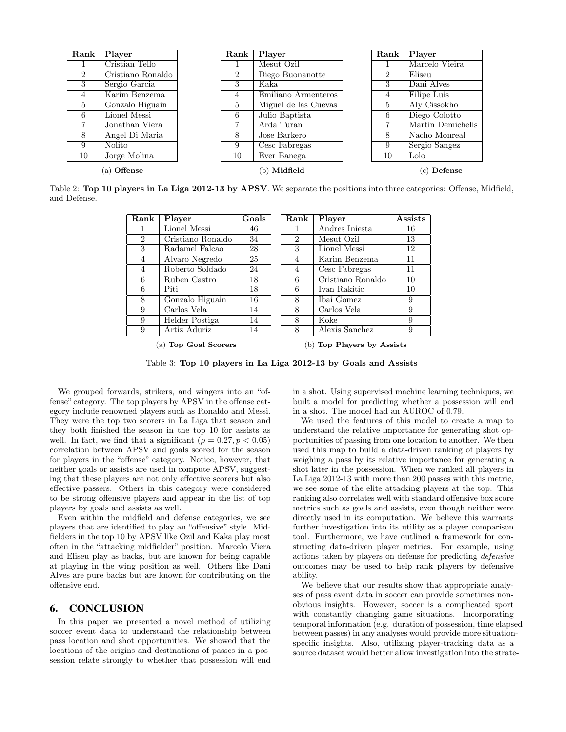| Rank | Player |
|---|---|
| 1 | Cristian Tello |
| 2 | Cristiano Ronaldo |
| 3 | Sergio Garcia |
| 4 | Karim Benzema |
| 5 | Gonzalo Higuain |
| 6 | Lionel Messi |
| 7 | Jonathan Viera |
| 8 | Angel Di Maria |
| 9 | Nolito |
| 10 | Jorge Molina |

(a) **Offense**

| Rank | Player |
|---|---|
| 1 | Mesut Ozil |
| 2 | Diego Buonanotte |
| 3 | Kaka |
| 4 | Emiliano Armenteros |
| 5 | Miguel de las Cuevas |
| 6 | Julio Baptista |
| 7 | Arda Turan |
| 8 | Jose Barkero |
| 9 | Cesc Fabregas |
| 10 | Ever Banega |

(b) **Midfield**

| Rank | Player |
|---|---|
| 1 | Marcelo Vieira |
| 2 | Eliseu |
| 3 | Dani Alves |
| 4 | Filipe Luis |
| 5 | Aly Cissokho |
| 6 | Diego Colotto |
| 7 | Martin Demichelis |
| 8 | Nacho Monreal |
| 9 | Sergio Sangez |
| 10 | Lolo |

(c) **Defense**

Table 2: **Top 10 players in La Liga 2012-13 by APSV**. We separate the positions into three categories: Offense, Midfield, and Defense.

| Rank | Player | Goals |
|---|---|---|
| 1 | Lionel Messi | 46 |
| 2 | Cristiano Ronaldo | 34 |
| 3 | Radamel Falcao | 28 |
| 4 | Alvaro Negredo | 25 |
| 4 | Roberto Soldado | 24 |
| 6 | Ruben Castro | 18 |
| 6 | Piti | 18 |
| 8 | Gonzalo Higuain | 16 |
| 9 | Carlos Vela | 14 |
| 9 | Helder Postiga | 14 |
| 9 | Artiz Aduriz | 14 |

(a) **Top Goal Scorers**

| Rank | Player | Assists |
|---|---|---|
| 1 | Andres Iniesta | 16 |
| 2 | Mesut Ozil | 13 |
| 3 | Lionel Messi | 12 |
| 4 | Karim Benzema | 11 |
| 4 | Cesc Fabregas | 11 |
| 6 | Cristiano Ronaldo | 10 |
| 6 | Ivan Rakitic | 10 |
| 8 | Ibai Gomez | 9 |
| 8 | Carlos Vela | 9 |
| 8 | Koke | 9 |
| 8 | Alexis Sanchez | 9 |

(b) **Top Players by Assists**

Table 3: **Top 10 players in La Liga 2012-13 by Goals and Assists**

We grouped forwards, strikers, and wingers into an "offense" category. The top players by APSV in the offense category include renowned players such as Ronaldo and Messi. They were the top two scorers in La Liga that season and they both finished the season in the top 10 for assists as well. In fact, we find that a significant ($\rho = 0.27, p < 0.05$) correlation between APSV and goals scored for the season for players in the "offense" category. Notice, however, that neither goals or assists are used in compute APSV, suggesting that these players are not only effective scorers but also effective passers. Others in this category were considered to be strong offensive players and appear in the list of top players by goals and assists as well.

Even within the midfield and defense categories, we see players that are identified to play an "offensive" style. Midfielders in the top 10 by APSV like Ozil and Kaka play most often in the "attacking midfielder" position. Marcelo Viera and Eliseu play as backs, but are known for being capable at playing in the wing position as well. Others like Dani Alves are pure backs but are known for contributing on the offensive end.

## 6. CONCLUSION

In this paper we presented a novel method of utilizing soccer event data to understand the relationship between pass location and shot opportunities. We showed that the locations of the origins and destinations of passes in a possession relate strongly to whether that possession will end in a shot. Using supervised machine learning techniques, we built a model for predicting whether a possession will end in a shot. The model had an AUROC of 0.79.

We used the features of this model to create a map to understand the relative importance for generating shot opportunities of passing from one location to another. We then used this map to build a data-driven ranking of players by weighing a pass by its relative importance for generating a shot later in the possession. When we ranked all players in La Liga 2012-13 with more than 200 passes with this metric, we see some of the elite attacking players at the top. This ranking also correlates well with standard offensive box score metrics such as goals and assists, even though neither were directly used in its computation. We believe this warrants further investigation into its utility as a player comparison tool. Furthermore, we have outlined a framework for constructing data-driven player metrics. For example, using actions taken by players on defense for predicting *defensive* outcomes may be used to help rank players by defensive ability.

We believe that our results show that appropriate analyses of pass event data in soccer can provide sometimes non-obvious insights. However, soccer is a complicated sport with constantly changing game situations. Incorporating temporal information (e.g. duration of possession, time elapsed between passes) in any analyses would provide more situation-specific insights. Also, utilizing player-tracking data as a source dataset would better allow investigation into the strate-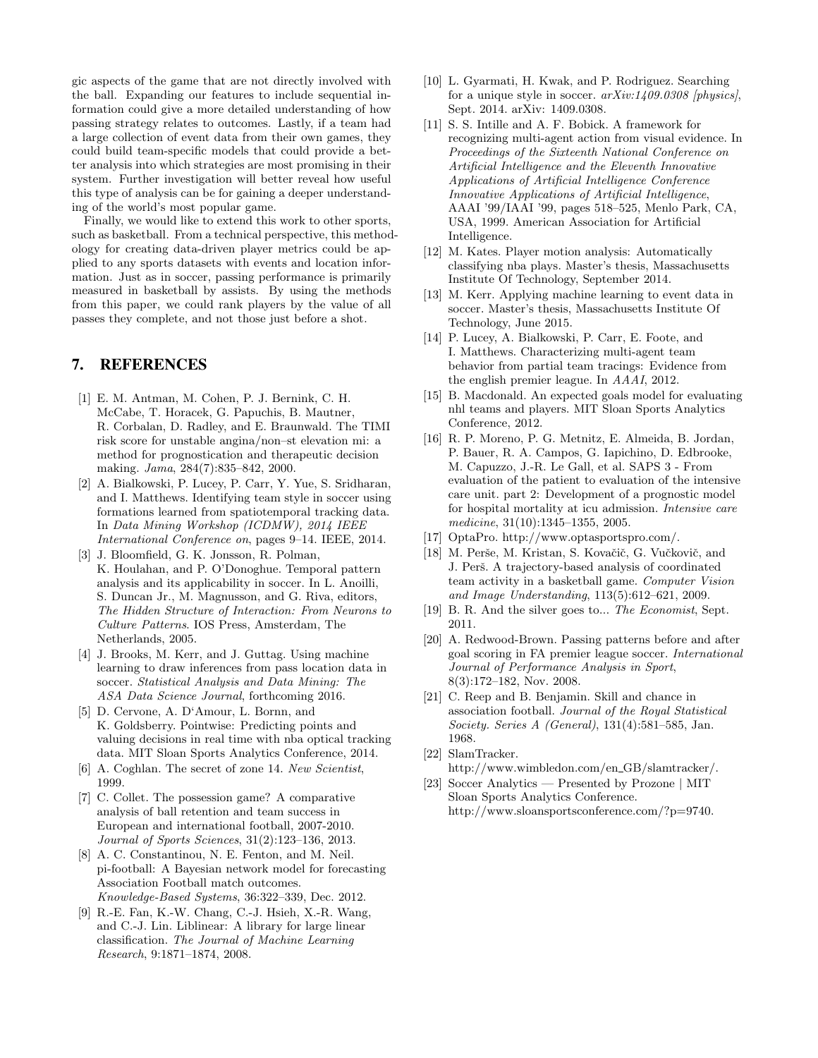gic aspects of the game that are not directly involved with the ball. Expanding our features to include sequential information could give a more detailed understanding of how passing strategy relates to outcomes. Lastly, if a team had a large collection of event data from their own games, they could build team-specific models that could provide a better analysis into which strategies are most promising in their system. Further investigation will better reveal how useful this type of analysis can be for gaining a deeper understanding of the world's most popular game.

Finally, we would like to extend this work to other sports, such as basketball. From a technical perspective, this methodology for creating data-driven player metrics could be applied to any sports datasets with events and location information. Just as in soccer, passing performance is primarily measured in basketball by assists. By using the methods from this paper, we could rank players by the value of all passes they complete, and not those just before a shot.

## 7. REFERENCES

[1] E. M. Antman, M. Cohen, P. J. Bernink, C. H. McCabe, T. Horacek, G. Papuchis, B. Mautner, R. Corbalan, D. Radley, and E. Braunwald. The TIMI risk score for unstable angina/non–st elevation mi: a method for prognostication and therapeutic decision making. *Jama*, 284(7):835–842, 2000.

[2] A. Bialkowski, P. Lucey, P. Carr, Y. Yue, S. Sridharan, and I. Matthews. Identifying team style in soccer using formations learned from spatiotemporal tracking data. In *Data Mining Workshop (ICDMW), 2014 IEEE International Conference on*, pages 9–14. IEEE, 2014.

[3] J. Bloomfield, G. K. Jonsson, R. Polman, K. Houlahan, and P. O'Donoghue. Temporal pattern analysis and its applicability in soccer. In L. Anoilli, S. Duncan Jr., M. Magnusson, and G. Riva, editors, *The Hidden Structure of Interaction: From Neurons to Culture Patterns*. IOS Press, Amsterdam, The Netherlands, 2005.

[4] J. Brooks, M. Kerr, and J. Guttag. Using machine learning to draw inferences from pass location data in soccer. *Statistical Analysis and Data Mining: The ASA Data Science Journal*, forthcoming 2016.

[5] D. Cervone, A. D'Amour, L. Bornn, and K. Goldsberry. Pointwise: Predicting points and valuing decisions in real time with nba optical tracking data. MIT Sloan Sports Analytics Conference, 2014.

[6] A. Coghlan. The secret of zone 14. *New Scientist*, 1999.

[7] C. Collet. The possession game? A comparative analysis of ball retention and team success in European and international football, 2007-2010. *Journal of Sports Sciences*, 31(2):123–136, 2013.

[8] A. C. Constantinou, N. E. Fenton, and M. Neil. pi-football: A Bayesian network model for forecasting Association Football match outcomes. *Knowledge-Based Systems*, 36:322–339, Dec. 2012.

[9] R.-E. Fan, K.-W. Chang, C.-J. Hsieh, X.-R. Wang, and C.-J. Lin. Liblinear: A library for large linear classification. *The Journal of Machine Learning Research*, 9:1871–1874, 2008.

[10] L. Gyarmati, H. Kwak, and P. Rodriguez. Searching for a unique style in soccer. *arXiv:1409.0308 [physics]*, Sept. 2014. arXiv: 1409.0308.

[11] S. S. Intille and A. F. Bobick. A framework for recognizing multi-agent action from visual evidence. In *Proceedings of the Sixteenth National Conference on Artificial Intelligence and the Eleventh Innovative Applications of Artificial Intelligence Conference Innovative Applications of Artificial Intelligence*, AAAI '99/IAAI '99, pages 518–525, Menlo Park, CA, USA, 1999. American Association for Artificial Intelligence.

[12] M. Kates. Player motion analysis: Automatically classifying nba plays. Master's thesis, Massachusetts Institute Of Technology, September 2014.

[13] M. Kerr. Applying machine learning to event data in soccer. Master's thesis, Massachusetts Institute Of Technology, June 2015.

[14] P. Lucey, A. Bialkowski, P. Carr, E. Foote, and I. Matthews. Characterizing multi-agent team behavior from partial team tracings: Evidence from the english premier league. In *AAAI*, 2012.

[15] B. Macdonald. An expected goals model for evaluating nhl teams and players. MIT Sloan Sports Analytics Conference, 2012.

[16] R. P. Moreno, P. G. Metnitz, E. Almeida, B. Jordan, P. Bauer, R. A. Campos, G. Iapichino, D. Edbrooke, M. Capuzzo, J.-R. Le Gall, et al. SAPS 3 - From evaluation of the patient to evaluation of the intensive care unit. part 2: Development of a prognostic model for hospital mortality at icu admission. *Intensive care medicine*, 31(10):1345–1355, 2005.

[17] OptaPro. http://www.optasportspro.com/.

[18] M. Perše, M. Kristan, S. Kovačič, G. Vučkovič, and J. Perš. A trajectory-based analysis of coordinated team activity in a basketball game. *Computer Vision and Image Understanding*, 113(5):612–621, 2009.

[19] B. R. And the silver goes to... *The Economist*, Sept. 2011.

[20] A. Redwood-Brown. Passing patterns before and after goal scoring in FA premier league soccer. *International Journal of Performance Analysis in Sport*, 8(3):172–182, Nov. 2008.

[21] C. Reep and B. Benjamin. Skill and chance in association football. *Journal of the Royal Statistical Society. Series A (General)*, 131(4):581–585, Jan. 1968.

[22] SlamTracker. http://www.wimbledon.com/en_GB/slamtracker/.

[23] Soccer Analytics — Presented by Prozone | MIT Sloan Sports Analytics Conference. http://www.sloansportsconference.com/?p=9740.